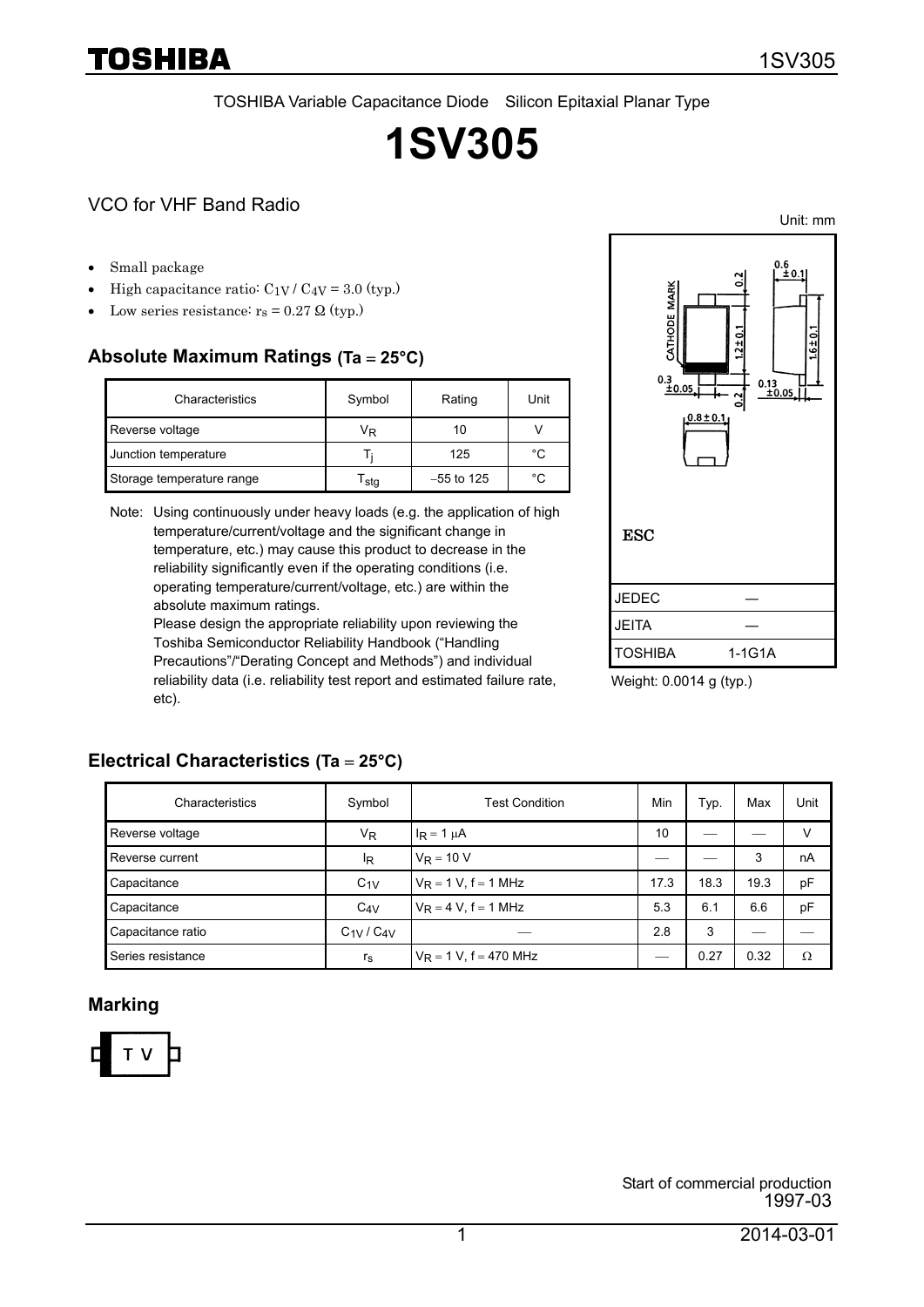TOSHIBA Variable Capacitance Diode Silicon Epitaxial Planar Type

# 1SV305

## VCO for VHF Band Radio

Unit: mm

- Small package
- High capacitance ratio: $C_{1V}$ / $C_{4V}$ = 3.0 (typ.)
- Low series resistance: $r_s$ = 0.27 Ω (typ.)

## Absolute Maximum Ratings (Ta = 25°C)

| Characteristics | Symbol | Rating | Unit |
|---|---|---|---|
| Reverse voltage | $V_R$ | 10 | V |
| Junction temperature | $T_j$ | 125 | °C |
| Storage temperature range | $T_{stg}$ | −55 to 125 | °C |

Note: Using continuously under heavy loads (e.g. the application of high temperature/current/voltage and the significant change in temperature, etc.) may cause this product to decrease in the reliability significantly even if the operating conditions (i.e. operating temperature/current/voltage, etc.) are within the absolute maximum ratings.
Please design the appropriate reliability upon reviewing the Toshiba Semiconductor Reliability Handbook ("Handling Precautions"/"Derating Concept and Methods") and individual reliability data (i.e. reliability test report and estimated failure rate, etc).

ESC

| | |
|---|---|
| JEDEC | ― |
| JEITA | ― |
| TOSHIBA | 1-1G1A |

Weight: 0.0014 g (typ.)

## Electrical Characteristics (Ta = 25°C)

| Characteristics | Symbol | Test Condition | Min | Typ. | Max | Unit |
|---|---|---|---|---|---|---|
| Reverse voltage | $V_R$ | $I_R$ = 1 μA | 10 | ― | ― | V |
| Reverse current | $I_R$ | $V_R$ = 10 V | ― | ― | 3 | nA |
| Capacitance | $C_{1V}$ | $V_R$ = 1 V, f = 1 MHz | 17.3 | 18.3 | 19.3 | pF |
| Capacitance | $C_{4V}$ | $V_R$ = 4 V, f = 1 MHz | 5.3 | 6.1 | 6.6 | pF |
| Capacitance ratio | $C_{1V}$ / $C_{4V}$ | ― | 2.8 | 3 | ― | ― |
| Series resistance | $r_s$ | $V_R$ = 1 V, f = 470 MHz | ― | 0.27 | 0.32 | Ω |

## Marking

T V

Start of commercial production
1997-03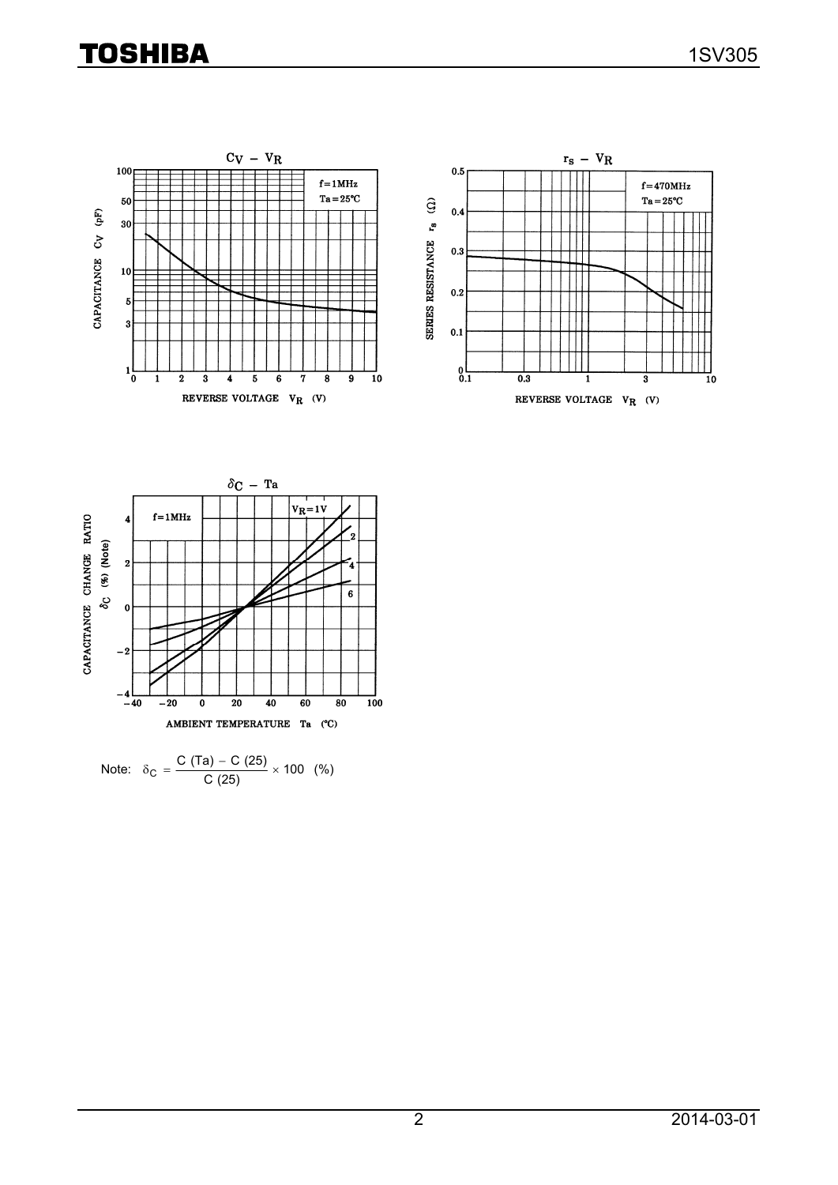$C_V - V_R$

$r_s - V_R$

$\delta_C - Ta$

Note: $\delta_C = \dfrac{C\ (Ta) - C\ (25)}{C\ (25)} \times 100\ \ (\%)$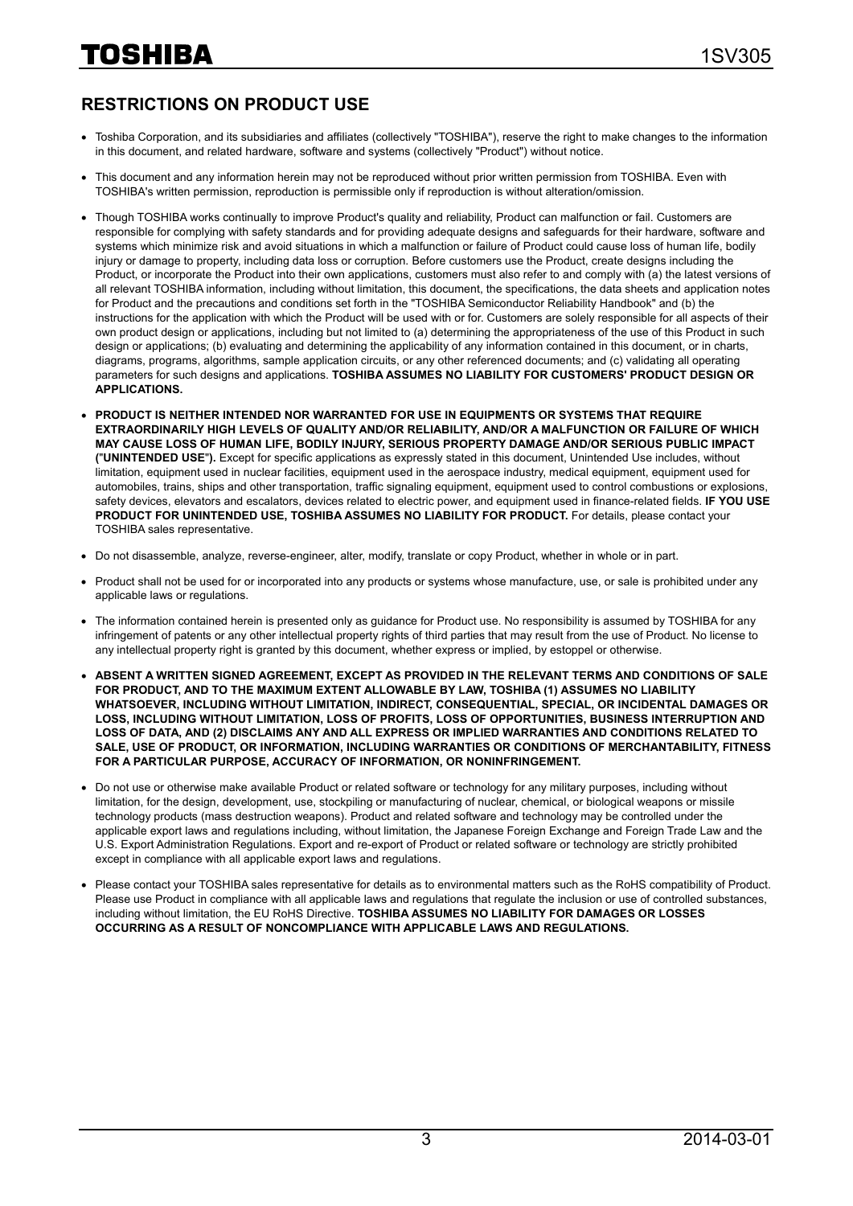## RESTRICTIONS ON PRODUCT USE

- Toshiba Corporation, and its subsidiaries and affiliates (collectively "TOSHIBA"), reserve the right to make changes to the information in this document, and related hardware, software and systems (collectively "Product") without notice.
- This document and any information herein may not be reproduced without prior written permission from TOSHIBA. Even with TOSHIBA's written permission, reproduction is permissible only if reproduction is without alteration/omission.
- Though TOSHIBA works continually to improve Product's quality and reliability, Product can malfunction or fail. Customers are responsible for complying with safety standards and for providing adequate designs and safeguards for their hardware, software and systems which minimize risk and avoid situations in which a malfunction or failure of Product could cause loss of human life, bodily injury or damage to property, including data loss or corruption. Before customers use the Product, create designs including the Product, or incorporate the Product into their own applications, customers must also refer to and comply with (a) the latest versions of all relevant TOSHIBA information, including without limitation, this document, the specifications, the data sheets and application notes for Product and the precautions and conditions set forth in the "TOSHIBA Semiconductor Reliability Handbook" and (b) the instructions for the application with which the Product will be used with or for. Customers are solely responsible for all aspects of their own product design or applications, including but not limited to (a) determining the appropriateness of the use of this Product in such design or applications; (b) evaluating and determining the applicability of any information contained in this document, or in charts, diagrams, programs, algorithms, sample application circuits, or any other referenced documents; and (c) validating all operating parameters for such designs and applications. **TOSHIBA ASSUMES NO LIABILITY FOR CUSTOMERS' PRODUCT DESIGN OR APPLICATIONS.**
- **PRODUCT IS NEITHER INTENDED NOR WARRANTED FOR USE IN EQUIPMENTS OR SYSTEMS THAT REQUIRE EXTRAORDINARILY HIGH LEVELS OF QUALITY AND/OR RELIABILITY, AND/OR A MALFUNCTION OR FAILURE OF WHICH MAY CAUSE LOSS OF HUMAN LIFE, BODILY INJURY, SERIOUS PROPERTY DAMAGE AND/OR SERIOUS PUBLIC IMPACT ("UNINTENDED USE").** Except for specific applications as expressly stated in this document, Unintended Use includes, without limitation, equipment used in nuclear facilities, equipment used in the aerospace industry, medical equipment, equipment used for automobiles, trains, ships and other transportation, traffic signaling equipment, equipment used to control combustions or explosions, safety devices, elevators and escalators, devices related to electric power, and equipment used in finance-related fields. **IF YOU USE PRODUCT FOR UNINTENDED USE, TOSHIBA ASSUMES NO LIABILITY FOR PRODUCT.** For details, please contact your TOSHIBA sales representative.
- Do not disassemble, analyze, reverse-engineer, alter, modify, translate or copy Product, whether in whole or in part.
- Product shall not be used for or incorporated into any products or systems whose manufacture, use, or sale is prohibited under any applicable laws or regulations.
- The information contained herein is presented only as guidance for Product use. No responsibility is assumed by TOSHIBA for any infringement of patents or any other intellectual property rights of third parties that may result from the use of Product. No license to any intellectual property right is granted by this document, whether express or implied, by estoppel or otherwise.
- **ABSENT A WRITTEN SIGNED AGREEMENT, EXCEPT AS PROVIDED IN THE RELEVANT TERMS AND CONDITIONS OF SALE FOR PRODUCT, AND TO THE MAXIMUM EXTENT ALLOWABLE BY LAW, TOSHIBA (1) ASSUMES NO LIABILITY WHATSOEVER, INCLUDING WITHOUT LIMITATION, INDIRECT, CONSEQUENTIAL, SPECIAL, OR INCIDENTAL DAMAGES OR LOSS, INCLUDING WITHOUT LIMITATION, LOSS OF PROFITS, LOSS OF OPPORTUNITIES, BUSINESS INTERRUPTION AND LOSS OF DATA, AND (2) DISCLAIMS ANY AND ALL EXPRESS OR IMPLIED WARRANTIES AND CONDITIONS RELATED TO SALE, USE OF PRODUCT, OR INFORMATION, INCLUDING WARRANTIES OR CONDITIONS OF MERCHANTABILITY, FITNESS FOR A PARTICULAR PURPOSE, ACCURACY OF INFORMATION, OR NONINFRINGEMENT.**
- Do not use or otherwise make available Product or related software or technology for any military purposes, including without limitation, for the design, development, use, stockpiling or manufacturing of nuclear, chemical, or biological weapons or missile technology products (mass destruction weapons). Product and related software and technology may be controlled under the applicable export laws and regulations including, without limitation, the Japanese Foreign Exchange and Foreign Trade Law and the U.S. Export Administration Regulations. Export and re-export of Product or related software or technology are strictly prohibited except in compliance with all applicable export laws and regulations.
- Please contact your TOSHIBA sales representative for details as to environmental matters such as the RoHS compatibility of Product. Please use Product in compliance with all applicable laws and regulations that regulate the inclusion or use of controlled substances, including without limitation, the EU RoHS Directive. **TOSHIBA ASSUMES NO LIABILITY FOR DAMAGES OR LOSSES OCCURRING AS A RESULT OF NONCOMPLIANCE WITH APPLICABLE LAWS AND REGULATIONS.**